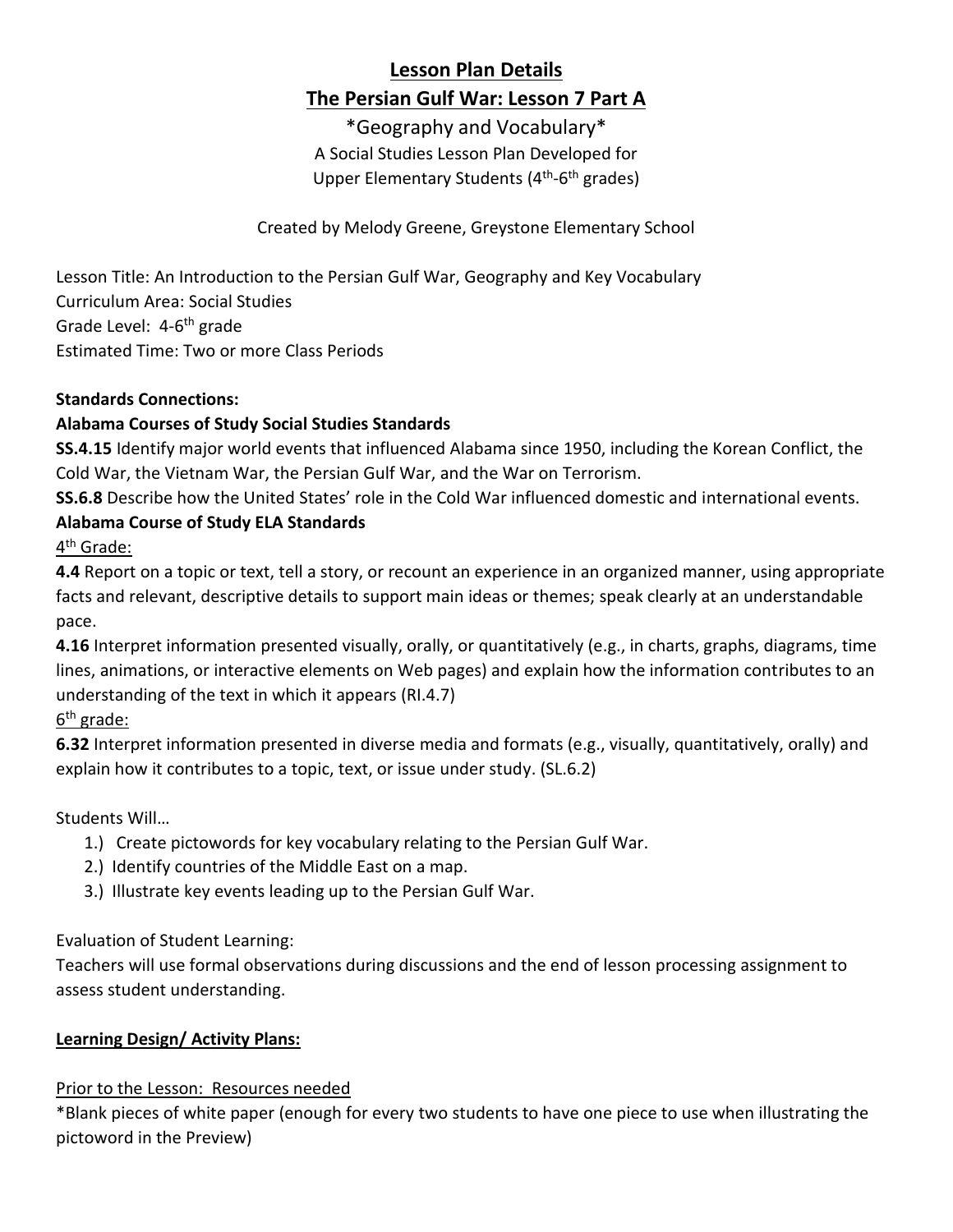# Lesson Plan Details

## The Persian Gulf War: Lesson 7 Part A

*Geography and Vocabulary*

A Social Studies Lesson Plan Developed for Upper Elementary Students (4th-6th grades)

Created by Melody Greene, Greystone Elementary School

Lesson Title: An Introduction to the Persian Gulf War, Geography and Key Vocabulary
Curriculum Area: Social Studies
Grade Level: 4-6th grade
Estimated Time: Two or more Class Periods

**Standards Connections:**

**Alabama Courses of Study Social Studies Standards**

**SS.4.15** Identify major world events that influenced Alabama since 1950, including the Korean Conflict, the Cold War, the Vietnam War, the Persian Gulf War, and the War on Terrorism.

**SS.6.8** Describe how the United States' role in the Cold War influenced domestic and international events.

**Alabama Course of Study ELA Standards**

4th Grade:

**4.4** Report on a topic or text, tell a story, or recount an experience in an organized manner, using appropriate facts and relevant, descriptive details to support main ideas or themes; speak clearly at an understandable pace.

**4.16** Interpret information presented visually, orally, or quantitatively (e.g., in charts, graphs, diagrams, time lines, animations, or interactive elements on Web pages) and explain how the information contributes to an understanding of the text in which it appears (RI.4.7)

6th grade:

**6.32** Interpret information presented in diverse media and formats (e.g., visually, quantitatively, orally) and explain how it contributes to a topic, text, or issue under study. (SL.6.2)

Students Will…

1.) Create pictowords for key vocabulary relating to the Persian Gulf War.
2.) Identify countries of the Middle East on a map.
3.) Illustrate key events leading up to the Persian Gulf War.

Evaluation of Student Learning:
Teachers will use formal observations during discussions and the end of lesson processing assignment to assess student understanding.

**Learning Design/ Activity Plans:**

Prior to the Lesson: Resources needed

*Blank pieces of white paper (enough for every two students to have one piece to use when illustrating the pictoword in the Preview)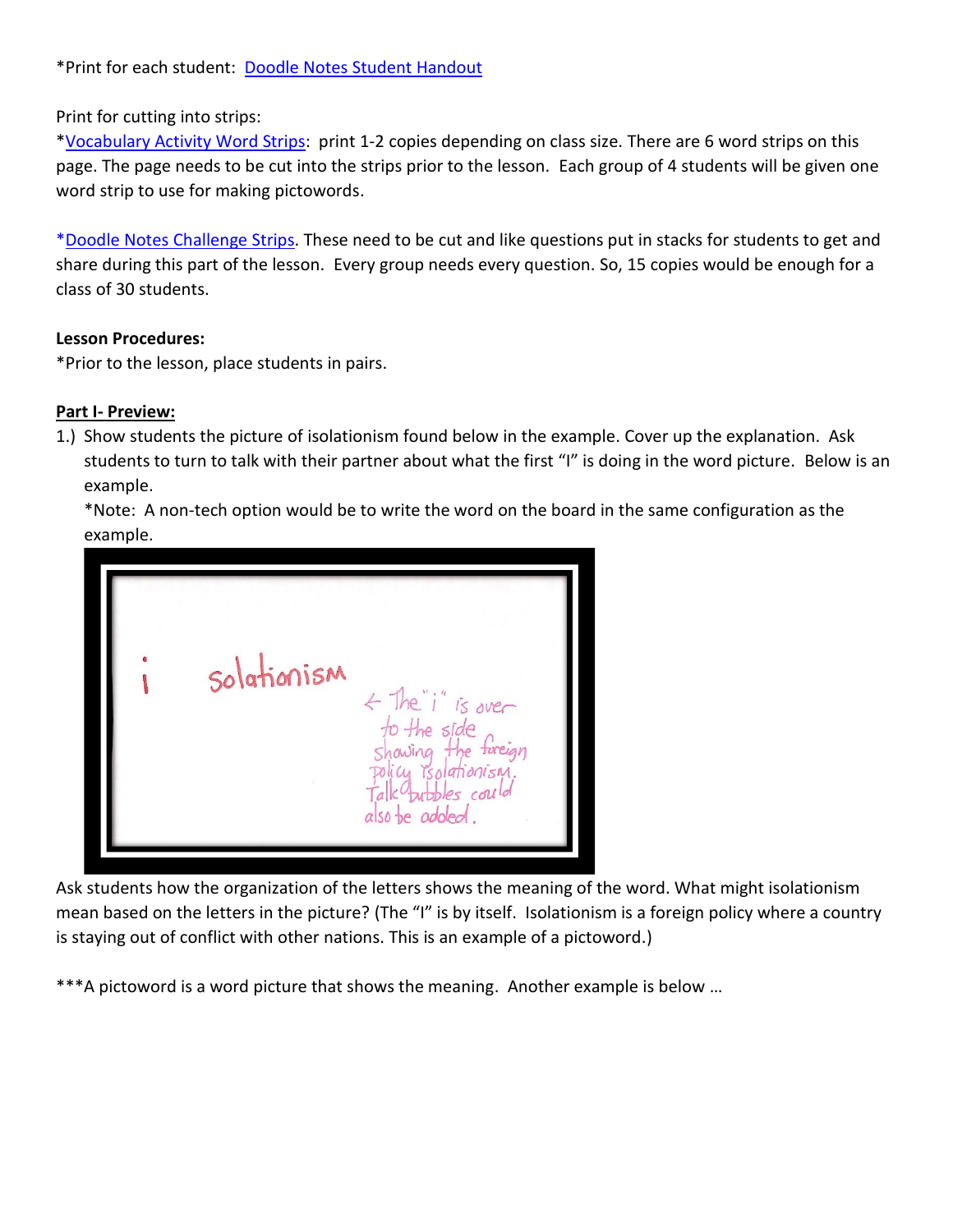*Print for each student: Doodle Notes Student Handout

Print for cutting into strips:

*Vocabulary Activity Word Strips: print 1-2 copies depending on class size. There are 6 word strips on this page. The page needs to be cut into the strips prior to the lesson. Each group of 4 students will be given one word strip to use for making pictowords.

*Doodle Notes Challenge Strips. These need to be cut and like questions put in stacks for students to get and share during this part of the lesson. Every group needs every question. So, 15 copies would be enough for a class of 30 students.

**Lesson Procedures:**

*Prior to the lesson, place students in pairs.

**<u>Part I- Preview:</u>**

1.) Show students the picture of isolationism found below in the example. Cover up the explanation. Ask students to turn to talk with their partner about what the first "I" is doing in the word picture. Below is an example.

*Note: A non-tech option would be to write the word on the board in the same configuration as the example.

i solationism

← The "i" is over to the side showing the foreign policy isolationism. Talk bubbles could also be added.

Ask students how the organization of the letters shows the meaning of the word. What might isolationism mean based on the letters in the picture? (The "I" is by itself. Isolationism is a foreign policy where a country is staying out of conflict with other nations. This is an example of a pictoword.)

***A pictoword is a word picture that shows the meaning. Another example is below …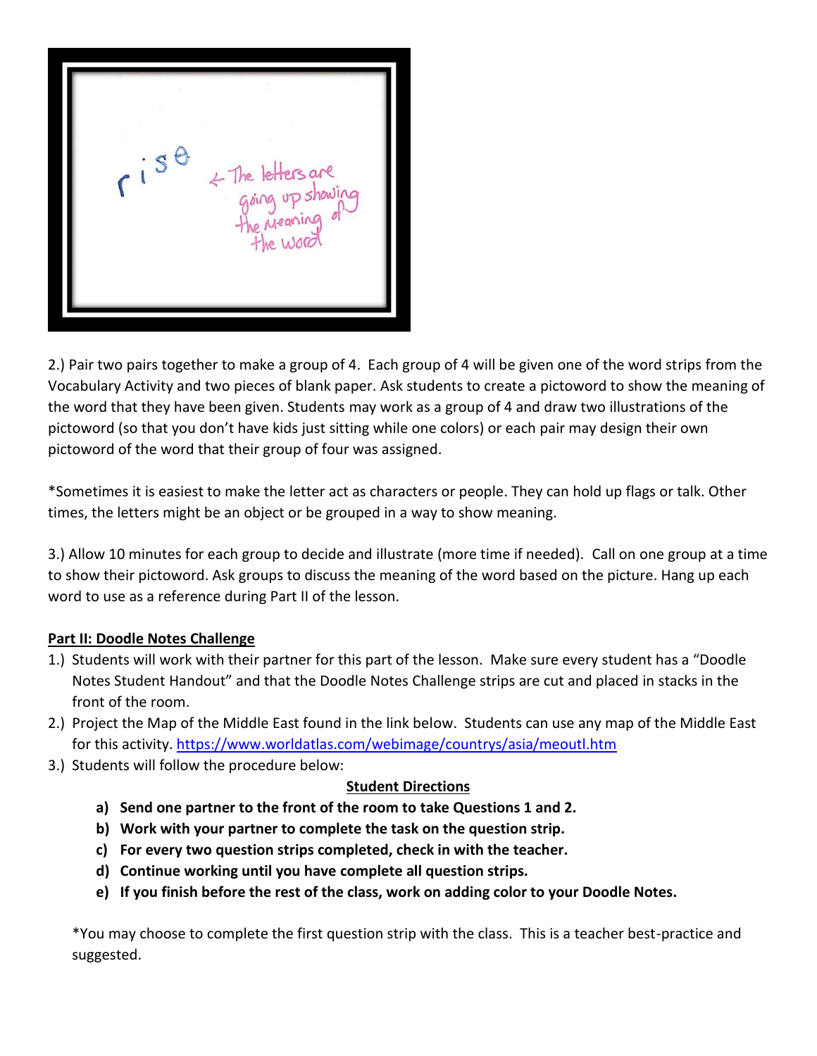2.) Pair two pairs together to make a group of 4. Each group of 4 will be given one of the word strips from the Vocabulary Activity and two pieces of blank paper. Ask students to create a pictoword to show the meaning of the word that they have been given. Students may work as a group of 4 and draw two illustrations of the pictoword (so that you don't have kids just sitting while one colors) or each pair may design their own pictoword of the word that their group of four was assigned.

*Sometimes it is easiest to make the letter act as characters or people. They can hold up flags or talk. Other times, the letters might be an object or be grouped in a way to show meaning.

3.) Allow 10 minutes for each group to decide and illustrate (more time if needed). Call on one group at a time to show their pictoword. Ask groups to discuss the meaning of the word based on the picture. Hang up each word to use as a reference during Part II of the lesson.

**Part II: Doodle Notes Challenge**

1.) Students will work with their partner for this part of the lesson. Make sure every student has a "Doodle Notes Student Handout" and that the Doodle Notes Challenge strips are cut and placed in stacks in the front of the room.
2.) Project the Map of the Middle East found in the link below. Students can use any map of the Middle East for this activity. https://www.worldatlas.com/webimage/countrys/asia/meoutl.htm
3.) Students will follow the procedure below:

**Student Directions**

**a) Send one partner to the front of the room to take Questions 1 and 2.**
**b) Work with your partner to complete the task on the question strip.**
**c) For every two question strips completed, check in with the teacher.**
**d) Continue working until you have complete all question strips.**
**e) If you finish before the rest of the class, work on adding color to your Doodle Notes.**

*You may choose to complete the first question strip with the class. This is a teacher best-practice and suggested.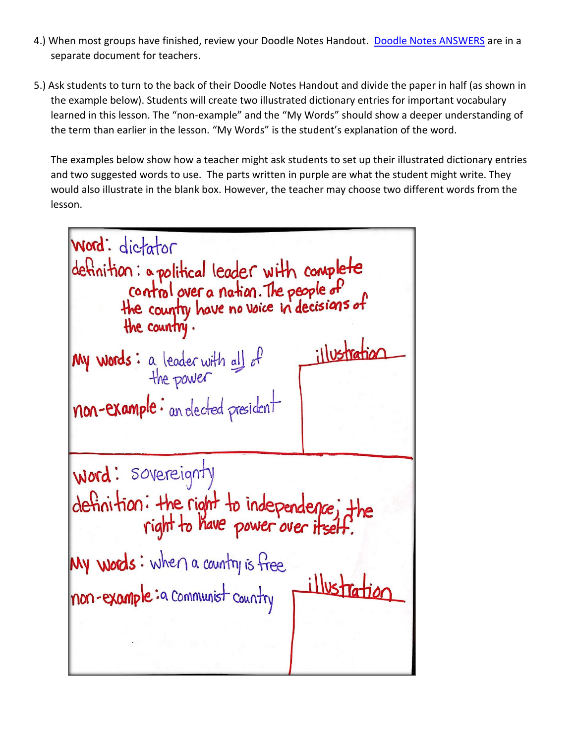4.) When most groups have finished, review your Doodle Notes Handout. Doodle Notes ANSWERS are in a separate document for teachers.

5.) Ask students to turn to the back of their Doodle Notes Handout and divide the paper in half (as shown in the example below). Students will create two illustrated dictionary entries for important vocabulary learned in this lesson. The "non-example" and the "My Words" should show a deeper understanding of the term than earlier in the lesson. "My Words" is the student's explanation of the word.

The examples below show how a teacher might ask students to set up their illustrated dictionary entries and two suggested words to use. The parts written in purple are what the student might write. They would also illustrate in the blank box. However, the teacher may choose two different words from the lesson.

Word: dictator

definition: a political leader with complete control over a nation. The people of the country have no voice in decisions of the country.

My words: a leader with all of the power

non-example: an elected president

illustration

Word: sovereignty

definition: the right to independence; the right to have power over itself.

My words: when a country is free

non-example: a communist country

illustration